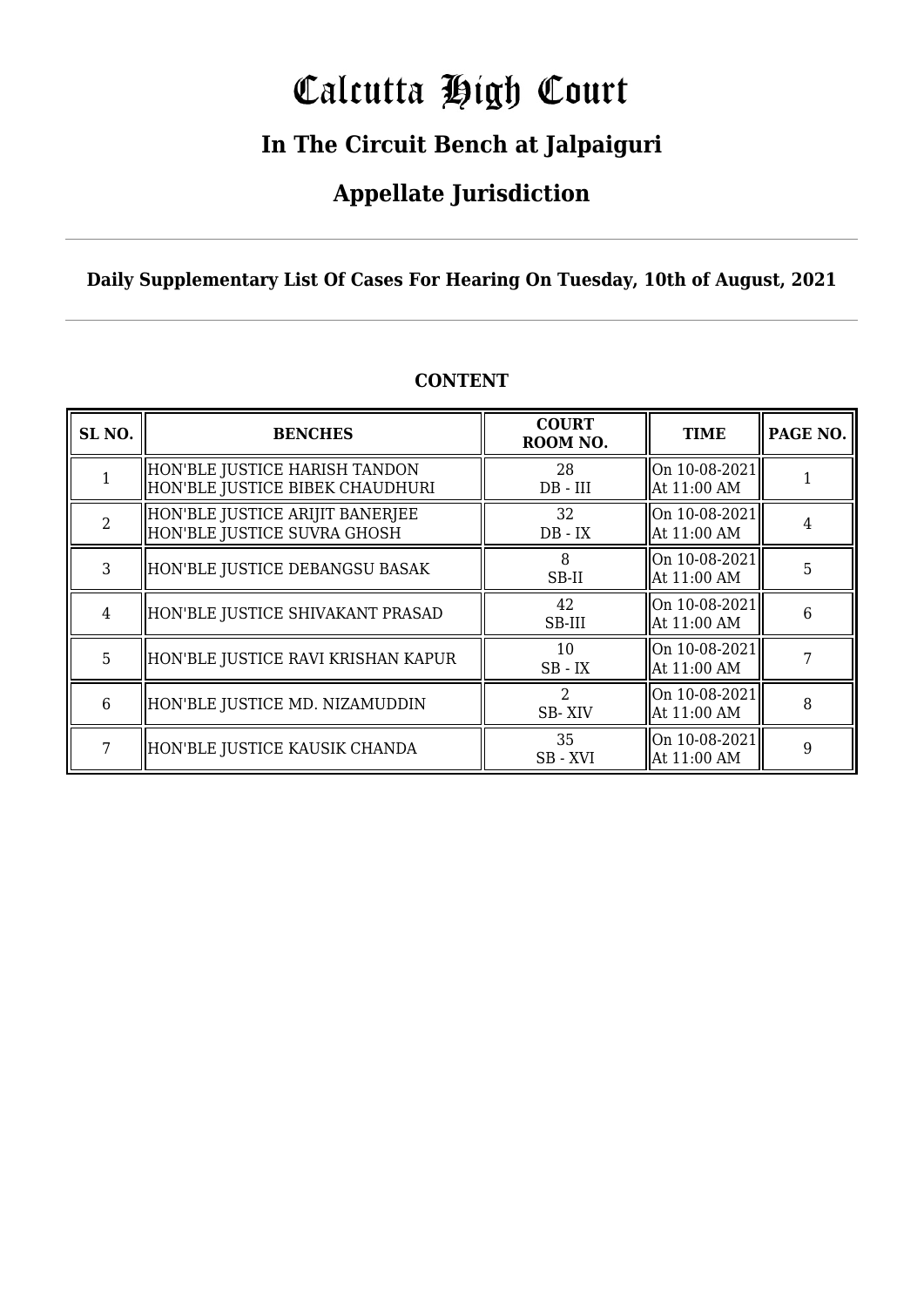# Calcutta High Court

## In The Circuit Bench at Jalpaiguri

## Appellate Jurisdiction

**Daily Supplementary List Of Cases For Hearing On Tuesday, 10th of August, 2021**

**CONTENT**

| SL NO. | BENCHES | COURT ROOM NO. | TIME | PAGE NO. |
|---|---|---|---|---|
| 1 | HON'BLE JUSTICE HARISH TANDON<br>HON'BLE JUSTICE BIBEK CHAUDHURI | 28<br>DB - III | On 10-08-2021<br>At 11:00 AM | 1 |
| 2 | HON'BLE JUSTICE ARIJIT BANERJEE<br>HON'BLE JUSTICE SUVRA GHOSH | 32<br>DB - IX | On 10-08-2021<br>At 11:00 AM | 4 |
| 3 | HON'BLE JUSTICE DEBANGSU BASAK | 8<br>SB-II | On 10-08-2021<br>At 11:00 AM | 5 |
| 4 | HON'BLE JUSTICE SHIVAKANT PRASAD | 42<br>SB-III | On 10-08-2021<br>At 11:00 AM | 6 |
| 5 | HON'BLE JUSTICE RAVI KRISHAN KAPUR | 10<br>SB - IX | On 10-08-2021<br>At 11:00 AM | 7 |
| 6 | HON'BLE JUSTICE MD. NIZAMUDDIN | 2<br>SB- XIV | On 10-08-2021<br>At 11:00 AM | 8 |
| 7 | HON'BLE JUSTICE KAUSIK CHANDA | 35<br>SB - XVI | On 10-08-2021<br>At 11:00 AM | 9 |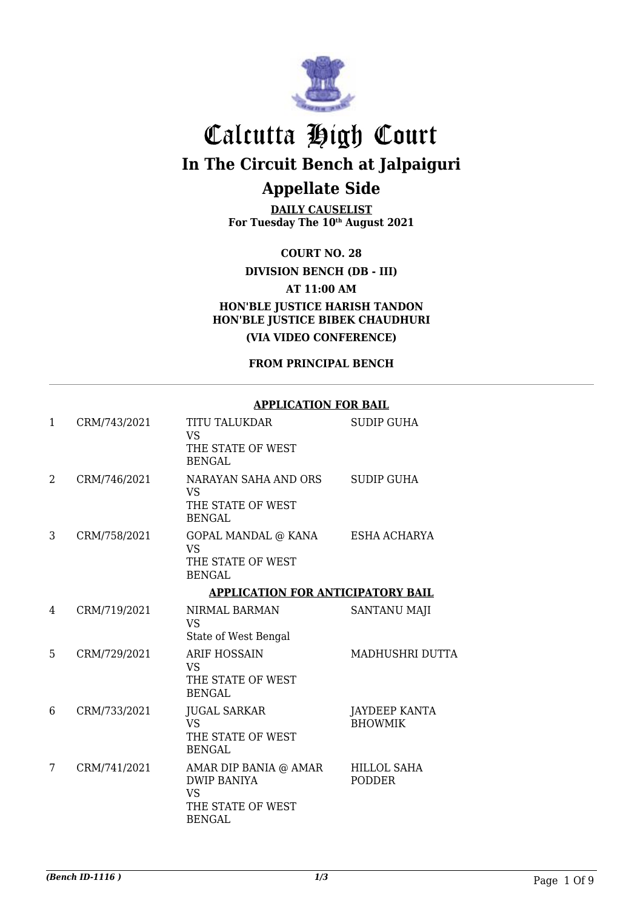# Calcutta High Court

## In The Circuit Bench at Jalpaiguri

## Appellate Side

**DAILY CAUSELIST**
**For Tuesday The 10th August 2021**

**COURT NO. 28**

**DIVISION BENCH (DB - III)**

**AT 11:00 AM**

**HON'BLE JUSTICE HARISH TANDON**
**HON'BLE JUSTICE BIBEK CHAUDHURI**

**(VIA VIDEO CONFERENCE)**

**FROM PRINCIPAL BENCH**

---

**APPLICATION FOR BAIL**

| | | | |
|---|---|---|---|
| 1 | CRM/743/2021 | TITU TALUKDAR VS THE STATE OF WEST BENGAL | SUDIP GUHA |
| 2 | CRM/746/2021 | NARAYAN SAHA AND ORS VS THE STATE OF WEST BENGAL | SUDIP GUHA |
| 3 | CRM/758/2021 | GOPAL MANDAL @ KANA VS THE STATE OF WEST BENGAL | ESHA ACHARYA |

**APPLICATION FOR ANTICIPATORY BAIL**

| | | | |
|---|---|---|---|
| 4 | CRM/719/2021 | NIRMAL BARMAN VS State of West Bengal | SANTANU MAJI |
| 5 | CRM/729/2021 | ARIF HOSSAIN VS THE STATE OF WEST BENGAL | MADHUSHRI DUTTA |
| 6 | CRM/733/2021 | JUGAL SARKAR VS THE STATE OF WEST BENGAL | JAYDEEP KANTA BHOWMIK |
| 7 | CRM/741/2021 | AMAR DIP BANIA @ AMAR DWIP BANIYA VS THE STATE OF WEST BENGAL | HILLOL SAHA PODDER |

*(Bench ID-1116 )* 1/3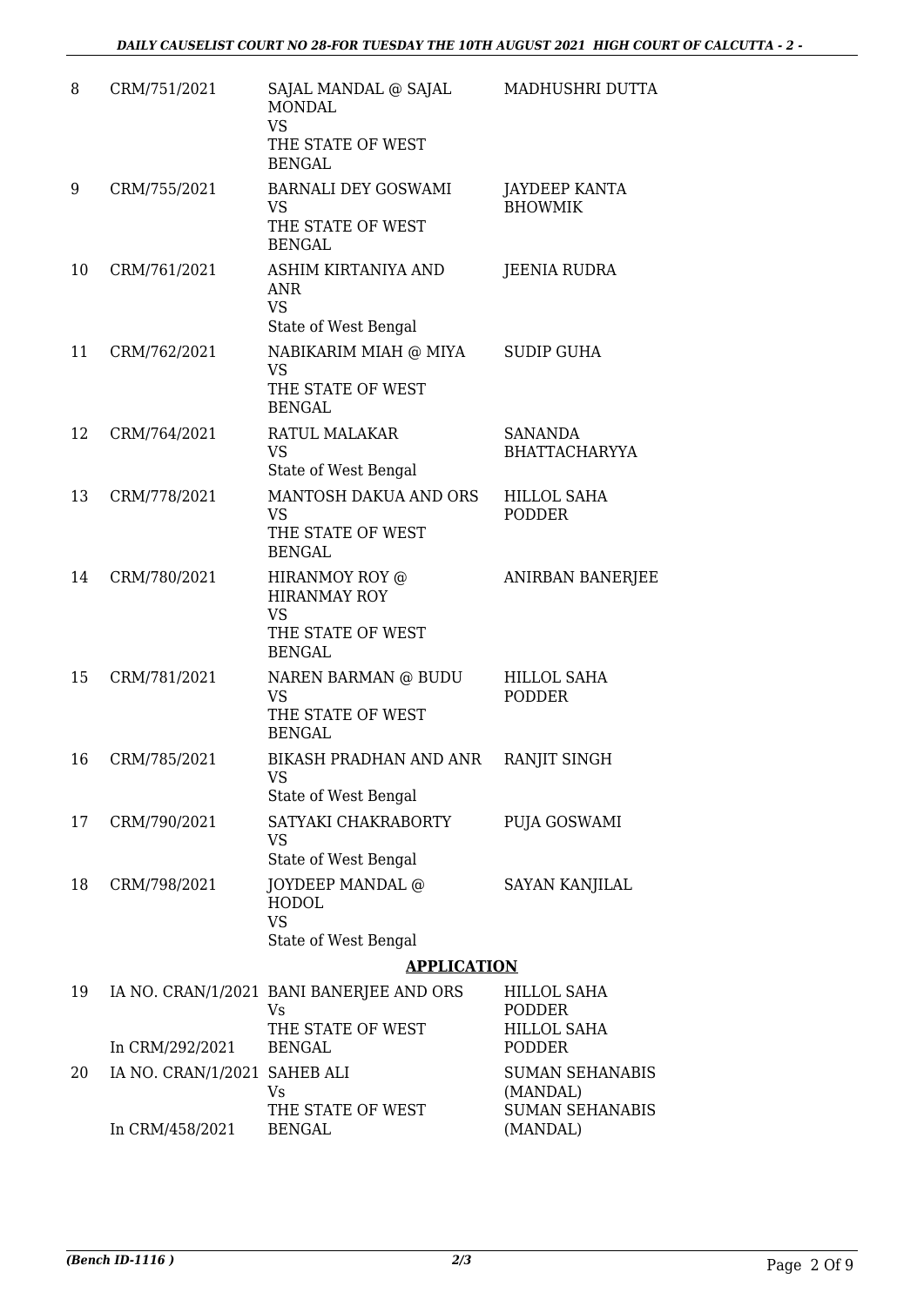| | | | |
|---|---|---|---|
| 8 | CRM/751/2021 | SAJAL MANDAL @ SAJAL MONDAL<br>VS<br>THE STATE OF WEST BENGAL | MADHUSHRI DUTTA |
| 9 | CRM/755/2021 | BARNALI DEY GOSWAMI<br>VS<br>THE STATE OF WEST BENGAL | JAYDEEP KANTA BHOWMIK |
| 10 | CRM/761/2021 | ASHIM KIRTANIYA AND ANR<br>VS<br>State of West Bengal | JEENIA RUDRA |
| 11 | CRM/762/2021 | NABIKARIM MIAH @ MIYA<br>VS<br>THE STATE OF WEST BENGAL | SUDIP GUHA |
| 12 | CRM/764/2021 | RATUL MALAKAR<br>VS<br>State of West Bengal | SANANDA BHATTACHARYYA |
| 13 | CRM/778/2021 | MANTOSH DAKUA AND ORS<br>VS<br>THE STATE OF WEST BENGAL | HILLOL SAHA PODDER |
| 14 | CRM/780/2021 | HIRANMOY ROY @ HIRANMAY ROY<br>VS<br>THE STATE OF WEST BENGAL | ANIRBAN BANERJEE |
| 15 | CRM/781/2021 | NAREN BARMAN @ BUDU<br>VS<br>THE STATE OF WEST BENGAL | HILLOL SAHA PODDER |
| 16 | CRM/785/2021 | BIKASH PRADHAN AND ANR<br>VS<br>State of West Bengal | RANJIT SINGH |
| 17 | CRM/790/2021 | SATYAKI CHAKRABORTY<br>VS<br>State of West Bengal | PUJA GOSWAMI |
| 18 | CRM/798/2021 | JOYDEEP MANDAL @ HODOL<br>VS<br>State of West Bengal | SAYAN KANJILAL |

## APPLICATION

| | | | |
|---|---|---|---|
| 19 | IA NO. CRAN/1/2021<br>In CRM/292/2021 | BANI BANERJEE AND ORS<br>Vs<br>THE STATE OF WEST BENGAL | HILLOL SAHA PODDER<br>HILLOL SAHA PODDER |
| 20 | IA NO. CRAN/1/2021<br>In CRM/458/2021 | SAHEB ALI<br>Vs<br>THE STATE OF WEST BENGAL | SUMAN SEHANABIS (MANDAL)<br>SUMAN SEHANABIS (MANDAL) |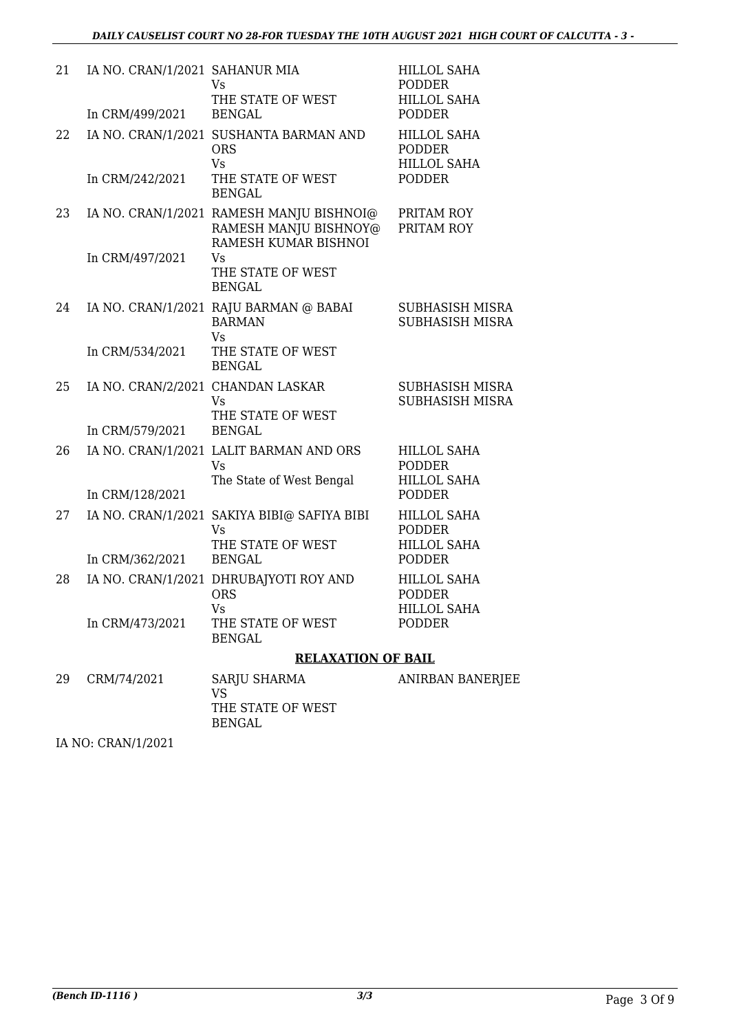| | | | |
|---|---|---|---|
| 21 | IA NO. CRAN/1/2021<br>In CRM/499/2021 | SAHANUR MIA<br>Vs<br>THE STATE OF WEST BENGAL | HILLOL SAHA PODDER<br>HILLOL SAHA PODDER |
| 22 | IA NO. CRAN/1/2021<br>In CRM/242/2021 | SUSHANTA BARMAN AND ORS<br>Vs<br>THE STATE OF WEST BENGAL | HILLOL SAHA PODDER<br>HILLOL SAHA PODDER |
| 23 | IA NO. CRAN/1/2021<br>In CRM/497/2021 | RAMESH MANJU BISHNOI@ RAMESH MANJU BISHNOY@ RAMESH KUMAR BISHNOI<br>Vs<br>THE STATE OF WEST BENGAL | PRITAM ROY<br>PRITAM ROY |
| 24 | IA NO. CRAN/1/2021<br>In CRM/534/2021 | RAJU BARMAN @ BABAI BARMAN<br>Vs<br>THE STATE OF WEST BENGAL | SUBHASISH MISRA<br>SUBHASISH MISRA |
| 25 | IA NO. CRAN/2/2021<br>In CRM/579/2021 | CHANDAN LASKAR<br>Vs<br>THE STATE OF WEST BENGAL | SUBHASISH MISRA<br>SUBHASISH MISRA |
| 26 | IA NO. CRAN/1/2021<br>In CRM/128/2021 | LALIT BARMAN AND ORS<br>Vs<br>The State of West Bengal | HILLOL SAHA PODDER<br>HILLOL SAHA PODDER |
| 27 | IA NO. CRAN/1/2021<br>In CRM/362/2021 | SAKIYA BIBI@ SAFIYA BIBI<br>Vs<br>THE STATE OF WEST BENGAL | HILLOL SAHA PODDER<br>HILLOL SAHA PODDER |
| 28 | IA NO. CRAN/1/2021<br>In CRM/473/2021 | DHRUBAJYOTI ROY AND ORS<br>Vs<br>THE STATE OF WEST BENGAL | HILLOL SAHA PODDER<br>HILLOL SAHA PODDER |

**RELAXATION OF BAIL**

| | | | |
|---|---|---|---|
| 29 | CRM/74/2021 | SARJU SHARMA<br>VS<br>THE STATE OF WEST BENGAL | ANIRBAN BANERJEE |

IA NO: CRAN/1/2021

*(Bench ID-1116 )* 3/3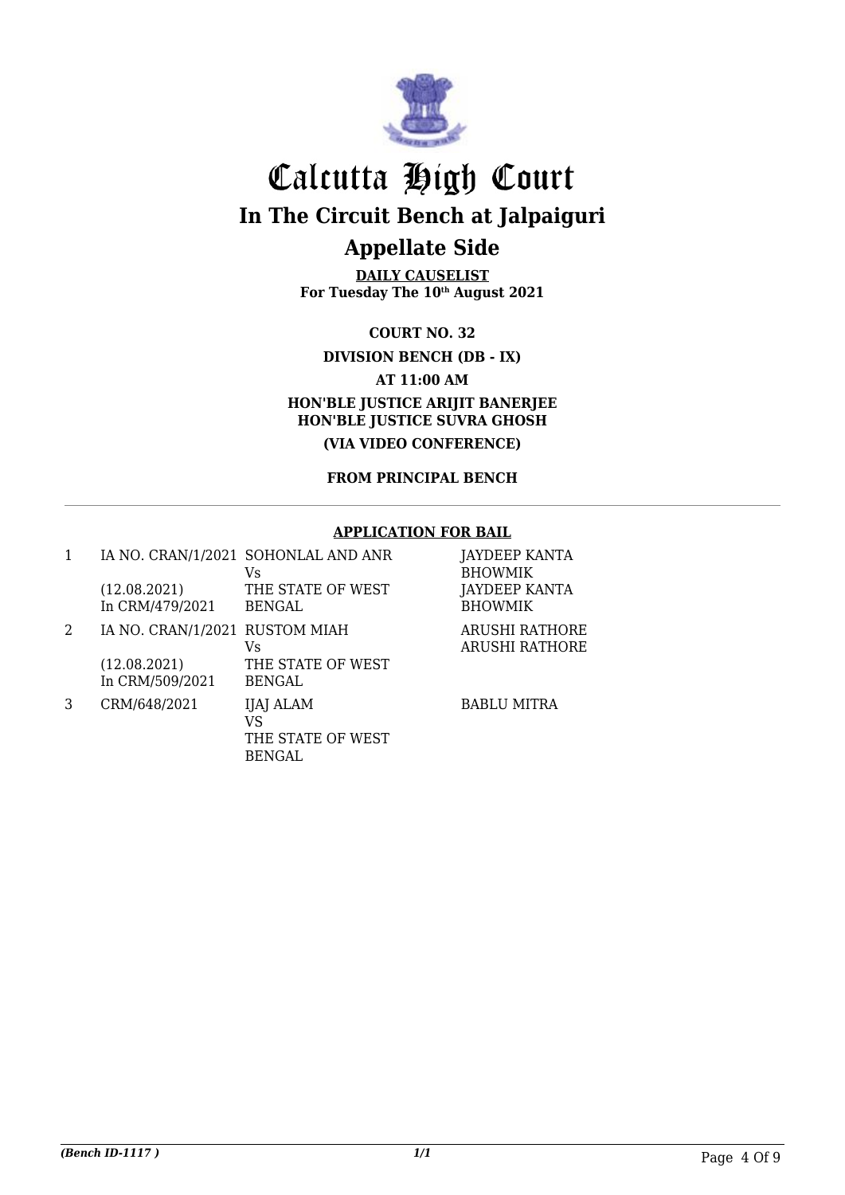# Calcutta High Court

## In The Circuit Bench at Jalpaiguri

## Appellate Side

**DAILY CAUSELIST**
**For Tuesday The 10th August 2021**

**COURT NO. 32**

**DIVISION BENCH (DB - IX)**

**AT 11:00 AM**

**HON'BLE JUSTICE ARIJIT BANERJEE**
**HON'BLE JUSTICE SUVRA GHOSH**

**(VIA VIDEO CONFERENCE)**

**FROM PRINCIPAL BENCH**

**APPLICATION FOR BAIL**

| | | | |
|---|---|---|---|
| 1 | IA NO. CRAN/1/2021 (12.08.2021) In CRM/479/2021 | SOHONLAL AND ANR Vs THE STATE OF WEST BENGAL | JAYDEEP KANTA BHOWMIK JAYDEEP KANTA BHOWMIK |
| 2 | IA NO. CRAN/1/2021 (12.08.2021) In CRM/509/2021 | RUSTOM MIAH Vs THE STATE OF WEST BENGAL | ARUSHI RATHORE ARUSHI RATHORE |
| 3 | CRM/648/2021 | IJAJ ALAM VS THE STATE OF WEST BENGAL | BABLU MITRA |

*(Bench ID-1117 )*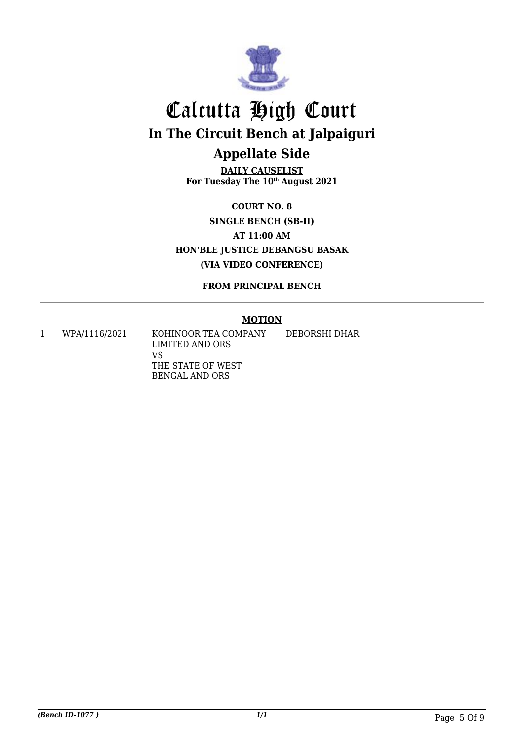# Calcutta High Court

## In The Circuit Bench at Jalpaiguri

## Appellate Side

**DAILY CAUSELIST**
**For Tuesday The 10th August 2021**

**COURT NO. 8**

**SINGLE BENCH (SB-II)**

**AT 11:00 AM**

**HON'BLE JUSTICE DEBANGSU BASAK**

**(VIA VIDEO CONFERENCE)**

**FROM PRINCIPAL BENCH**

---

**MOTION**

| | | | |
|---|---|---|---|
| 1 | WPA/1116/2021 | KOHINOOR TEA COMPANY LIMITED AND ORS<br>VS<br>THE STATE OF WEST BENGAL AND ORS | DEBORSHI DHAR |

*(Bench ID-1077 )* *1/1*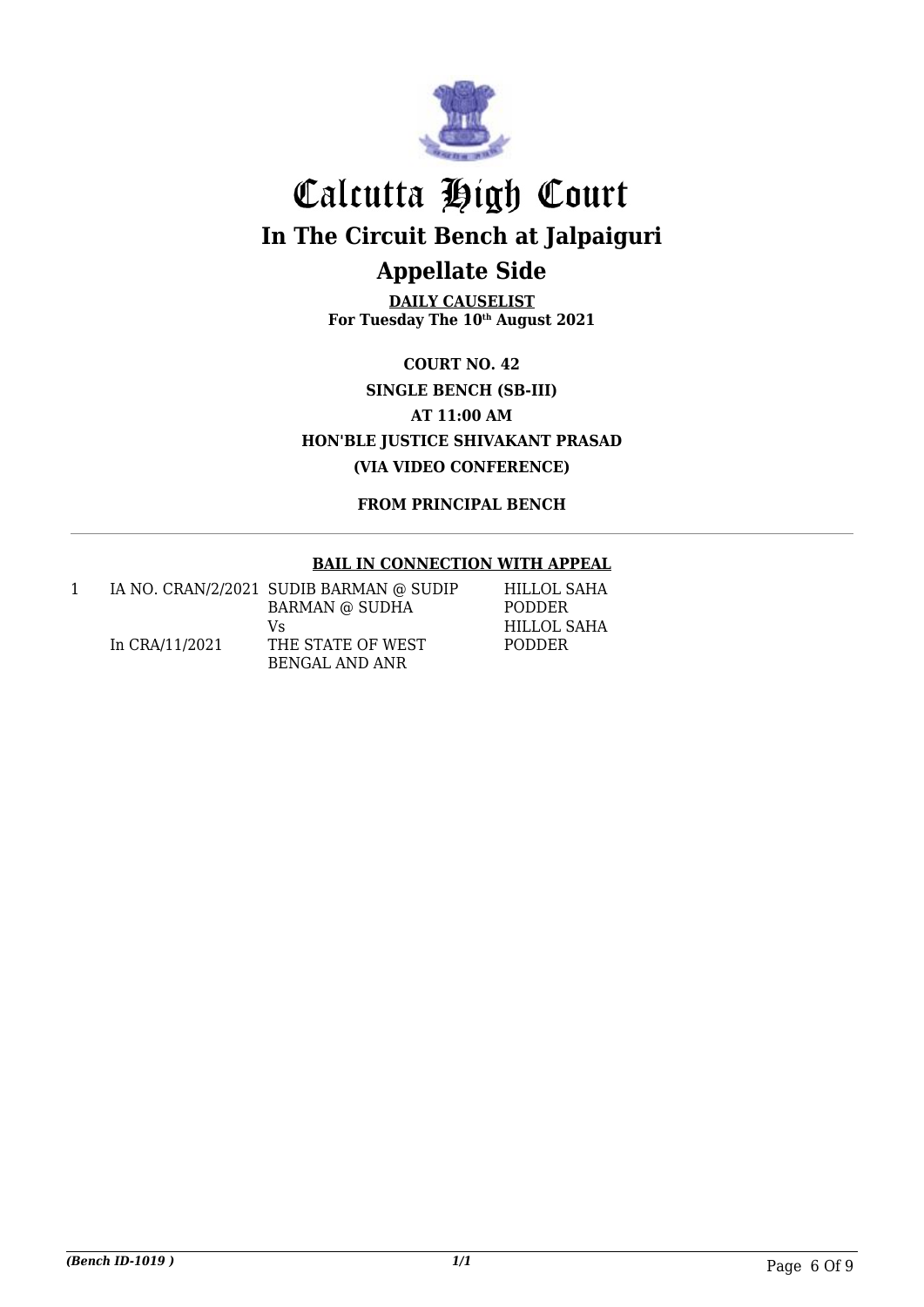# Calcutta High Court

## In The Circuit Bench at Jalpaiguri

## Appellate Side

**DAILY CAUSELIST**
**For Tuesday The 10th August 2021**

**COURT NO. 42**
**SINGLE BENCH (SB-III)**
**AT 11:00 AM**
**HON'BLE JUSTICE SHIVAKANT PRASAD**
**(VIA VIDEO CONFERENCE)**

**FROM PRINCIPAL BENCH**

**BAIL IN CONNECTION WITH APPEAL**

| | | | |
|---|---|---|---|
| 1 | IA NO. CRAN/2/2021<br><br>In CRA/11/2021 | SUDIB BARMAN @ SUDIP BARMAN @ SUDHA<br>Vs<br>THE STATE OF WEST BENGAL AND ANR | HILLOL SAHA PODDER<br>HILLOL SAHA PODDER |

*(Bench ID-1019 )*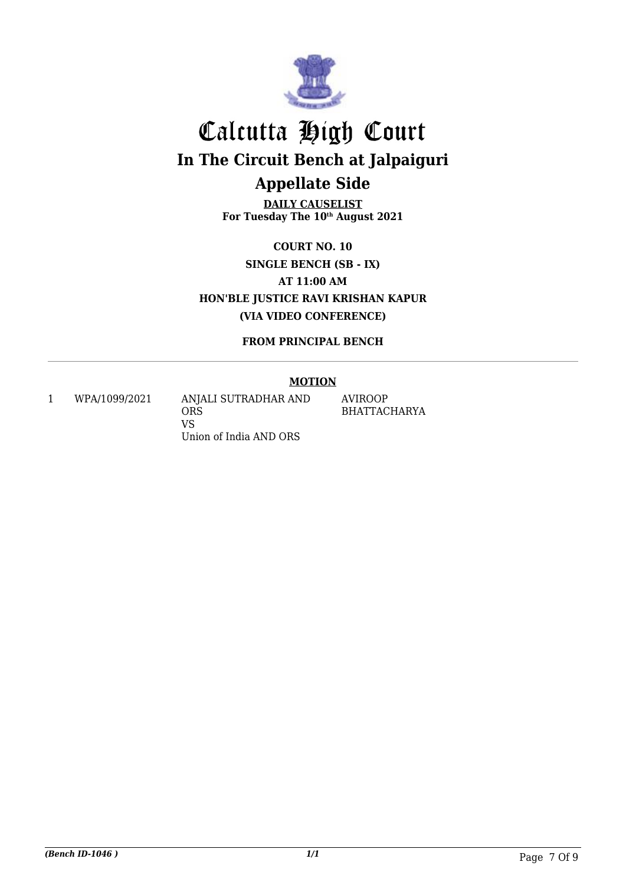# Calcutta High Court

## In The Circuit Bench at Jalpaiguri

## Appellate Side

**DAILY CAUSELIST**
**For Tuesday The 10th August 2021**

**COURT NO. 10**
**SINGLE BENCH (SB - IX)**
**AT 11:00 AM**
**HON'BLE JUSTICE RAVI KRISHAN KAPUR**
**(VIA VIDEO CONFERENCE)**

**FROM PRINCIPAL BENCH**

**MOTION**

| | | | |
|---|---|---|---|
| 1 | WPA/1099/2021 | ANJALI SUTRADHAR AND ORS<br>VS<br>Union of India AND ORS | AVIROOP BHATTACHARYA |

*(Bench ID-1046 )*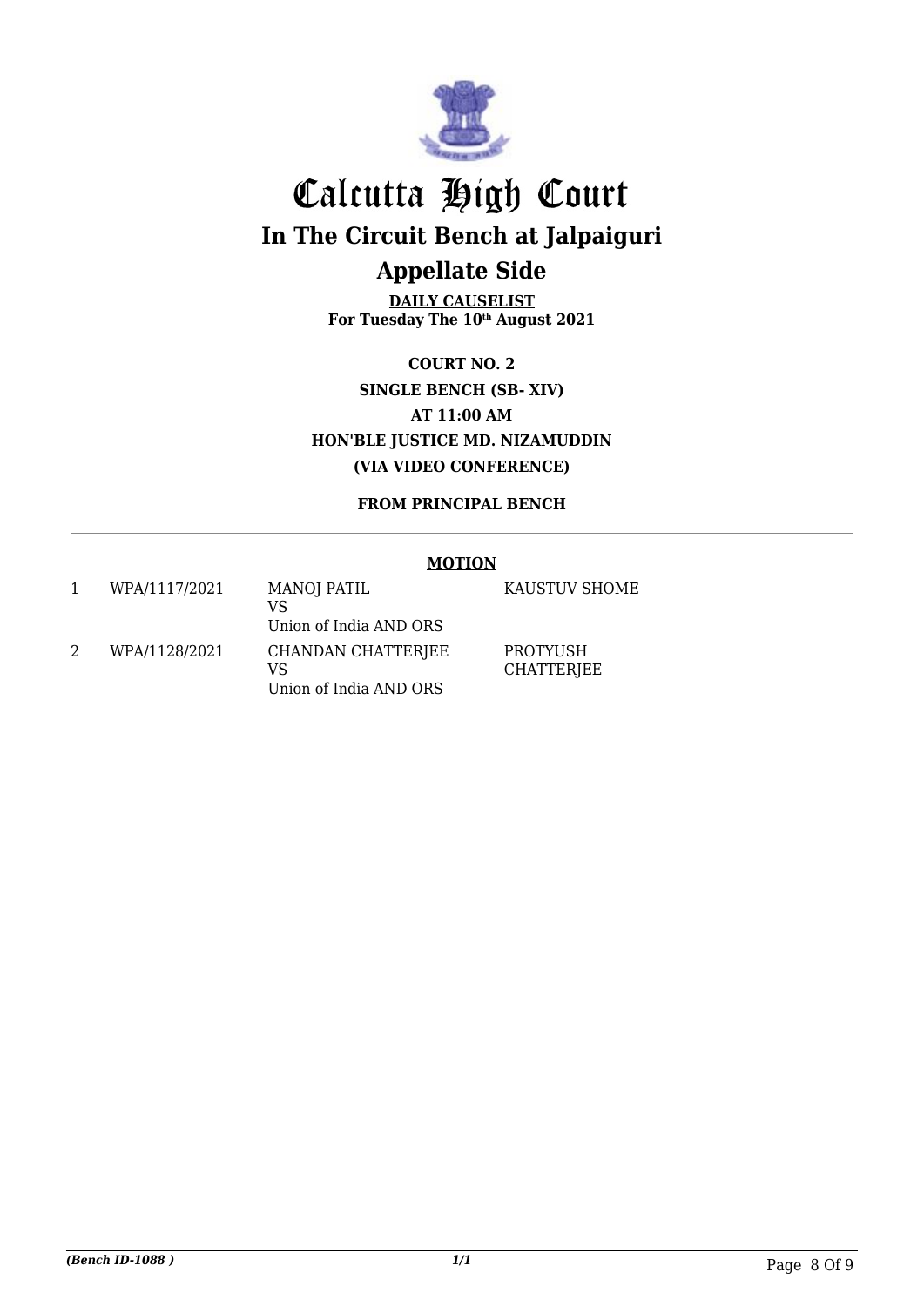# Calcutta High Court

## In The Circuit Bench at Jalpaiguri

## Appellate Side

**DAILY CAUSELIST**
**For Tuesday The 10th August 2021**

**COURT NO. 2**
**SINGLE BENCH (SB- XIV)**
**AT 11:00 AM**
**HON'BLE JUSTICE MD. NIZAMUDDIN**
**(VIA VIDEO CONFERENCE)**

**FROM PRINCIPAL BENCH**

**MOTION**

| | | | |
|---|---|---|---|
| 1 | WPA/1117/2021 | MANOJ PATIL<br>VS<br>Union of India AND ORS | KAUSTUV SHOME |
| 2 | WPA/1128/2021 | CHANDAN CHATTERJEE<br>VS<br>Union of India AND ORS | PROTYUSH CHATTERJEE |

*(Bench ID-1088 )* *1/1*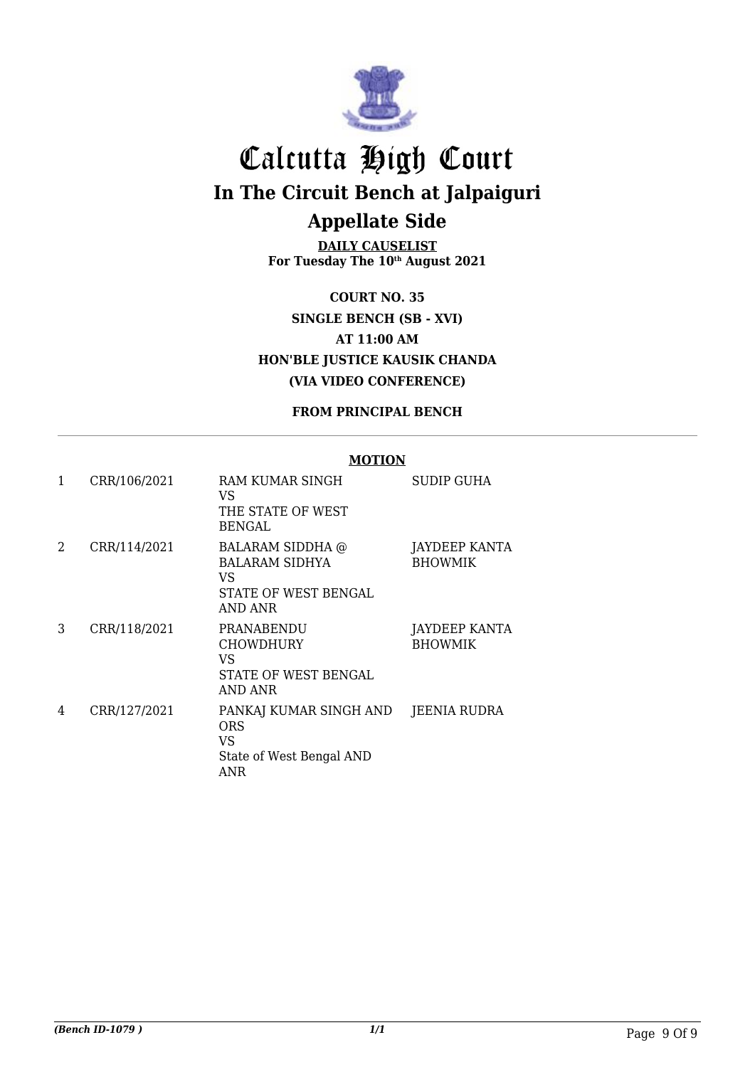# Calcutta High Court

## In The Circuit Bench at Jalpaiguri

## Appellate Side

**DAILY CAUSELIST**
**For Tuesday The 10th August 2021**

**COURT NO. 35**
**SINGLE BENCH (SB - XVI)**
**AT 11:00 AM**
**HON'BLE JUSTICE KAUSIK CHANDA**
**(VIA VIDEO CONFERENCE)**

**FROM PRINCIPAL BENCH**

**MOTION**

| | | | |
|---|---|---|---|
| 1 | CRR/106/2021 | RAM KUMAR SINGH<br>VS<br>THE STATE OF WEST BENGAL | SUDIP GUHA |
| 2 | CRR/114/2021 | BALARAM SIDDHA @ BALARAM SIDHYA<br>VS<br>STATE OF WEST BENGAL AND ANR | JAYDEEP KANTA BHOWMIK |
| 3 | CRR/118/2021 | PRANABENDU CHOWDHURY<br>VS<br>STATE OF WEST BENGAL AND ANR | JAYDEEP KANTA BHOWMIK |
| 4 | CRR/127/2021 | PANKAJ KUMAR SINGH AND ORS<br>VS<br>State of West Bengal AND ANR | JEENIA RUDRA |

*(Bench ID-1079 )* *1/1*